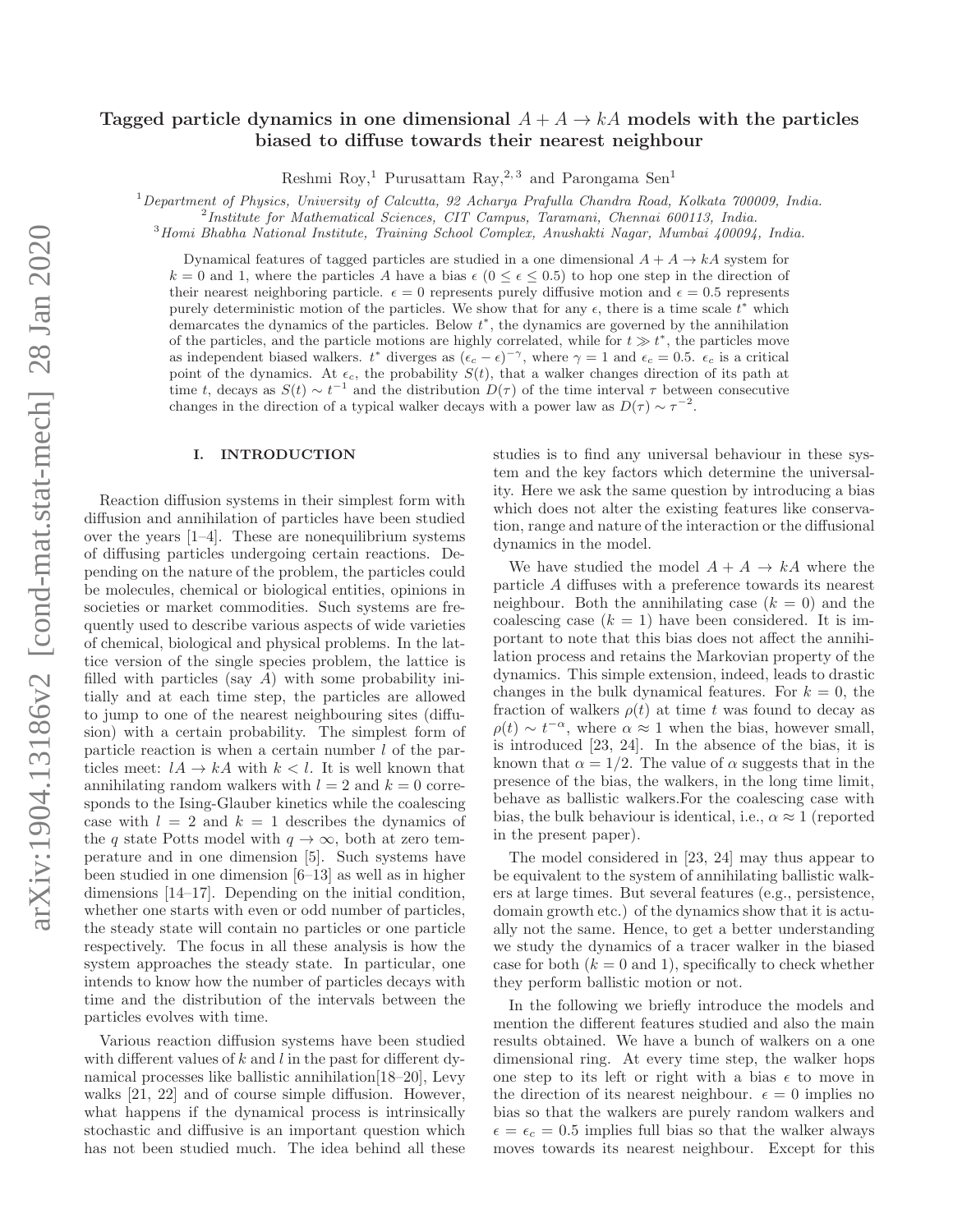# Tagged particle dynamics in one dimensional $A + A \to kA$ models with the particles biased to diffuse towards their nearest neighbour

Reshmi Roy,[1] Purusattam Ray,[2,3] and Parongama Sen[1]

[1] Department of Physics, University of Calcutta, 92 Acharya Prafulla Chandra Road, Kolkata 700009, India.
[2] Institute for Mathematical Sciences, CIT Campus, Taramani, Chennai 600113, India.
[3] Homi Bhabha National Institute, Training School Complex, Anushakti Nagar, Mumbai 400094, India.

Dynamical features of tagged particles are studied in a one dimensional $A + A \to kA$ system for $k = 0$ and 1, where the particles $A$ have a bias $\epsilon$ ($0 \leq \epsilon \leq 0.5$) to hop one step in the direction of their nearest neighboring particle. $\epsilon = 0$ represents purely diffusive motion and $\epsilon = 0.5$ represents purely deterministic motion of the particles. We show that for any $\epsilon$, there is a time scale $t^*$ which demarcates the dynamics of the particles. Below $t^*$, the dynamics are governed by the annihilation of the particles, and the particle motions are highly correlated, while for $t \gg t^*$, the particles move as independent biased walkers. $t^*$ diverges as $(\epsilon_c - \epsilon)^{-\gamma}$, where $\gamma = 1$ and $\epsilon_c = 0.5$. $\epsilon_c$ is a critical point of the dynamics. At $\epsilon_c$, the probability $S(t)$, that a walker changes direction of its path at time $t$, decays as $S(t) \sim t^{-1}$ and the distribution $D(\tau)$ of the time interval $\tau$ between consecutive changes in the direction of a typical walker decays with a power law as $D(\tau) \sim \tau^{-2}$.

## I. INTRODUCTION

Reaction diffusion systems in their simplest form with diffusion and annihilation of particles have been studied over the years [1–4]. These are nonequilibrium systems of diffusing particles undergoing certain reactions. Depending on the nature of the problem, the particles could be molecules, chemical or biological entities, opinions in societies or market commodities. Such systems are frequently used to describe various aspects of wide varieties of chemical, biological and physical problems. In the lattice version of the single species problem, the lattice is filled with particles (say $A$) with some probability initially and at each time step, the particles are allowed to jump to one of the nearest neighbouring sites (diffusion) with a certain probability. The simplest form of particle reaction is when a certain number $l$ of the particles meet: $lA \to kA$ with $k < l$. It is well known that annihilating random walkers with $l = 2$ and $k = 0$ corresponds to the Ising-Glauber kinetics while the coalescing case with $l = 2$ and $k = 1$ describes the dynamics of the $q$ state Potts model with $q \to \infty$, both at zero temperature and in one dimension [5]. Such systems have been studied in one dimension [6–13] as well as in higher dimensions [14–17]. Depending on the initial condition, whether one starts with even or odd number of particles, the steady state will contain no particles or one particle respectively. The focus in all these analysis is how the system approaches the steady state. In particular, one intends to know how the number of particles decays with time and the distribution of the intervals between the particles evolves with time.

Various reaction diffusion systems have been studied with different values of $k$ and $l$ in the past for different dynamical processes like ballistic annihilation[18–20], Levy walks [21, 22] and of course simple diffusion. However, what happens if the dynamical process is intrinsically stochastic and diffusive is an important question which has not been studied much. The idea behind all these studies is to find any universal behaviour in these system and the key factors which determine the universality. Here we ask the same question by introducing a bias which does not alter the existing features like conservation, range and nature of the interaction or the diffusional dynamics in the model.

We have studied the model $A + A \to kA$ where the particle $A$ diffuses with a preference towards its nearest neighbour. Both the annihilating case ($k = 0$) and the coalescing case ($k = 1$) have been considered. It is important to note that this bias does not affect the annihilation process and retains the Markovian property of the dynamics. This simple extension, indeed, leads to drastic changes in the bulk dynamical features. For $k = 0$, the fraction of walkers $\rho(t)$ at time $t$ was found to decay as $\rho(t) \sim t^{-\alpha}$, where $\alpha \approx 1$ when the bias, however small, is introduced [23, 24]. In the absence of the bias, it is known that $\alpha = 1/2$. The value of $\alpha$ suggests that in the presence of the bias, the walkers, in the long time limit, behave as ballistic walkers.For the coalescing case with bias, the bulk behaviour is identical, i.e., $\alpha \approx 1$ (reported in the present paper).

The model considered in [23, 24] may thus appear to be equivalent to the system of annihilating ballistic walkers at large times. But several features (e.g., persistence, domain growth etc.) of the dynamics show that it is actually not the same. Hence, to get a better understanding we study the dynamics of a tracer walker in the biased case for both ($k = 0$ and 1), specifically to check whether they perform ballistic motion or not.

In the following we briefly introduce the models and mention the different features studied and also the main results obtained. We have a bunch of walkers on a one dimensional ring. At every time step, the walker hops one step to its left or right with a bias $\epsilon$ to move in the direction of its nearest neighbour. $\epsilon = 0$ implies no bias so that the walkers are purely random walkers and $\epsilon = \epsilon_c = 0.5$ implies full bias so that the walker always moves towards its nearest neighbour. Except for this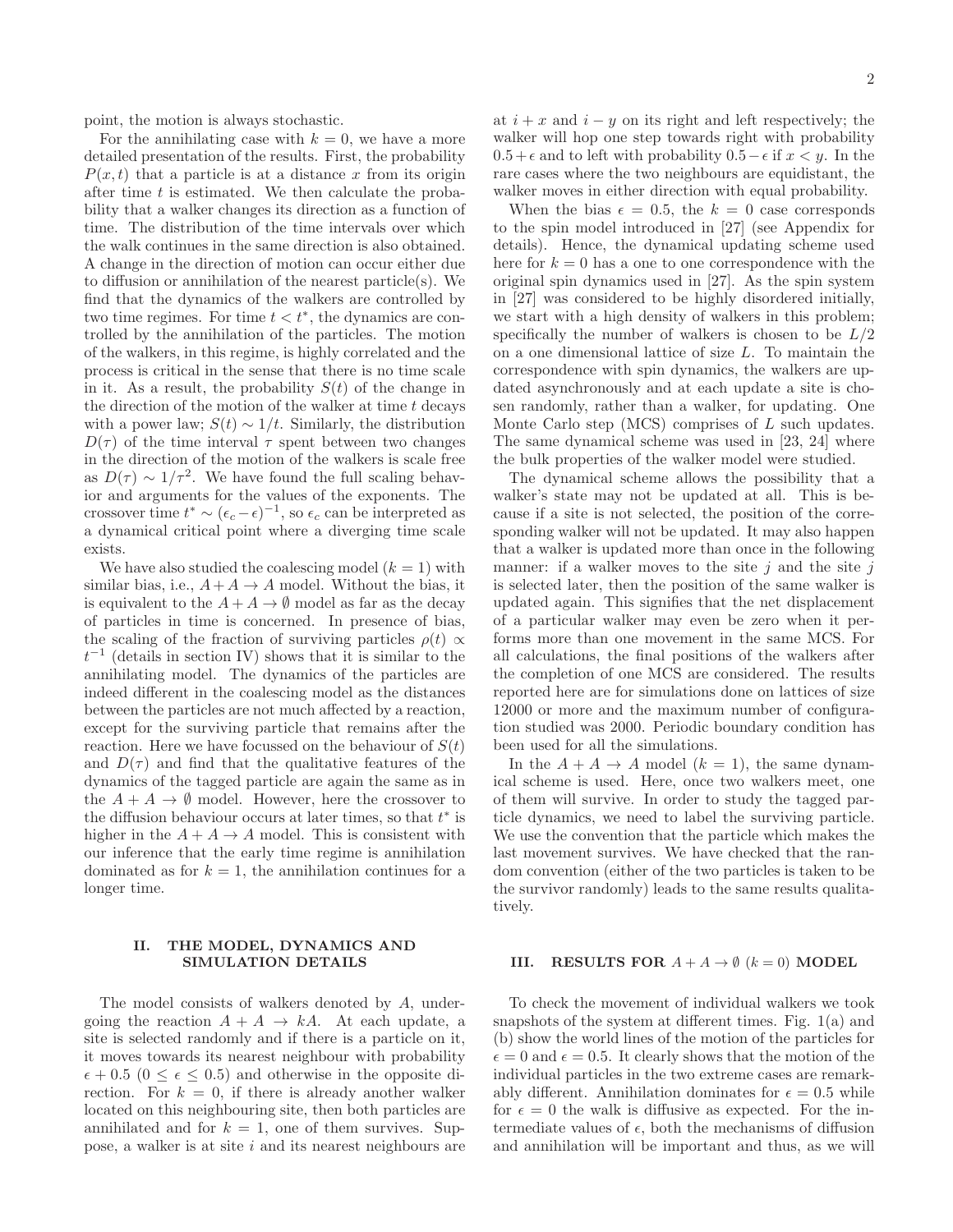point, the motion is always stochastic.

For the annihilating case with $k = 0$, we have a more detailed presentation of the results. First, the probability $P(x,t)$ that a particle is at a distance $x$ from its origin after time $t$ is estimated. We then calculate the probability that a walker changes its direction as a function of time. The distribution of the time intervals over which the walk continues in the same direction is also obtained. A change in the direction of motion can occur either due to diffusion or annihilation of the nearest particle(s). We find that the dynamics of the walkers are controlled by two time regimes. For time $t < t^*$, the dynamics are controlled by the annihilation of the particles. The motion of the walkers, in this regime, is highly correlated and the process is critical in the sense that there is no time scale in it. As a result, the probability $S(t)$ of the change in the direction of the motion of the walker at time $t$ decays with a power law; $S(t) \sim 1/t$. Similarly, the distribution $D(\tau)$ of the time interval $\tau$ spent between two changes in the direction of the motion of the walkers is scale free as $D(\tau) \sim 1/\tau^2$. We have found the full scaling behavior and arguments for the values of the exponents. The crossover time $t^* \sim (\epsilon_c - \epsilon)^{-1}$, so $\epsilon_c$ can be interpreted as a dynamical critical point where a diverging time scale exists.

We have also studied the coalescing model ($k = 1$) with similar bias, i.e., $A + A \to A$ model. Without the bias, it is equivalent to the $A + A \to \emptyset$ model as far as the decay of particles in time is concerned. In presence of bias, the scaling of the fraction of surviving particles $\rho(t) \propto t^{-1}$ (details in section IV) shows that it is similar to the annihilating model. The dynamics of the particles are indeed different in the coalescing model as the distances between the particles are not much affected by a reaction, except for the surviving particle that remains after the reaction. Here we have focussed on the behaviour of $S(t)$ and $D(\tau)$ and find that the qualitative features of the dynamics of the tagged particle are again the same as in the $A + A \to \emptyset$ model. However, here the crossover to the diffusion behaviour occurs at later times, so that $t^*$ is higher in the $A + A \to A$ model. This is consistent with our inference that the early time regime is annihilation dominated as for $k = 1$, the annihilation continues for a longer time.

## II. THE MODEL, DYNAMICS AND SIMULATION DETAILS

The model consists of walkers denoted by $A$, undergoing the reaction $A + A \to kA$. At each update, a site is selected randomly and if there is a particle on it, it moves towards its nearest neighbour with probability $\epsilon + 0.5$ ($0 \leq \epsilon \leq 0.5$) and otherwise in the opposite direction. For $k = 0$, if there is already another walker located on this neighbouring site, then both particles are annihilated and for $k = 1$, one of them survives. Suppose, a walker is at site $i$ and its nearest neighbours are at $i + x$ and $i - y$ on its right and left respectively; the walker will hop one step towards right with probability $0.5 + \epsilon$ and to left with probability $0.5 - \epsilon$ if $x < y$. In the rare cases where the two neighbours are equidistant, the walker moves in either direction with equal probability.

When the bias $\epsilon = 0.5$, the $k = 0$ case corresponds to the spin model introduced in [27] (see Appendix for details). Hence, the dynamical updating scheme used here for $k = 0$ has a one to one correspondence with the original spin dynamics used in [27]. As the spin system in [27] was considered to be highly disordered initially, we start with a high density of walkers in this problem; specifically the number of walkers is chosen to be $L/2$ on a one dimensional lattice of size $L$. To maintain the correspondence with spin dynamics, the walkers are updated asynchronously and at each update a site is chosen randomly, rather than a walker, for updating. One Monte Carlo step (MCS) comprises of $L$ such updates. The same dynamical scheme was used in [23, 24] where the bulk properties of the walker model were studied.

The dynamical scheme allows the possibility that a walker's state may not be updated at all. This is because if a site is not selected, the position of the corresponding walker will not be updated. It may also happen that a walker is updated more than once in the following manner: if a walker moves to the site $j$ and the site $j$ is selected later, then the position of the same walker is updated again. This signifies that the net displacement of a particular walker may even be zero when it performs more than one movement in the same MCS. For all calculations, the final positions of the walkers after the completion of one MCS are considered. The results reported here are for simulations done on lattices of size 12000 or more and the maximum number of configuration studied was 2000. Periodic boundary condition has been used for all the simulations.

In the $A + A \to A$ model ($k = 1$), the same dynamical scheme is used. Here, once two walkers meet, one of them will survive. In order to study the tagged particle dynamics, we need to label the surviving particle. We use the convention that the particle which makes the last movement survives. We have checked that the random convention (either of the two particles is taken to be the survivor randomly) leads to the same results qualitatively.

## III. RESULTS FOR $A + A \to \emptyset$ ($k = 0$) MODEL

To check the movement of individual walkers we took snapshots of the system at different times. Fig. 1(a) and (b) show the world lines of the motion of the particles for $\epsilon = 0$ and $\epsilon = 0.5$. It clearly shows that the motion of the individual particles in the two extreme cases are remarkably different. Annihilation dominates for $\epsilon = 0.5$ while for $\epsilon = 0$ the walk is diffusive as expected. For the intermediate values of $\epsilon$, both the mechanisms of diffusion and annihilation will be important and thus, as we will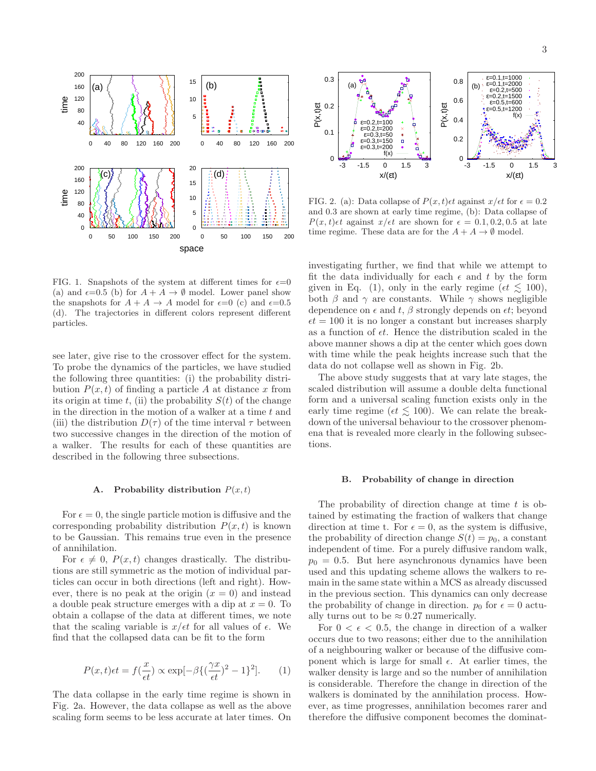FIG. 1. Snapshots of the system at different times for $\epsilon$=0 (a) and $\epsilon$=0.5 (b) for $A+A \to \emptyset$ model. Lower panel show the snapshots for $A+A \to A$ model for $\epsilon$=0 (c) and $\epsilon$=0.5 (d). The trajectories in different colors represent different particles.

see later, give rise to the crossover effect for the system. To probe the dynamics of the particles, we have studied the following three quantities: (i) the probability distribution $P(x,t)$ of finding a particle $A$ at distance $x$ from its origin at time $t$, (ii) the probability $S(t)$ of the change in the direction in the motion of a walker at a time $t$ and (iii) the distribution $D(\tau)$ of the time interval $\tau$ between two successive changes in the direction of the motion of a walker. The results for each of these quantities are described in the following three subsections.

### A. Probability distribution $P(x,t)$

For $\epsilon = 0$, the single particle motion is diffusive and the corresponding probability distribution $P(x,t)$ is known to be Gaussian. This remains true even in the presence of annihilation.

For $\epsilon \neq 0$, $P(x,t)$ changes drastically. The distributions are still symmetric as the motion of individual particles can occur in both directions (left and right). However, there is no peak at the origin ($x = 0$) and instead a double peak structure emerges with a dip at $x = 0$. To obtain a collapse of the data at different times, we note that the scaling variable is $x/\epsilon t$ for all values of $\epsilon$. We find that the collapsed data can be fit to the form

$$P(x,t)\epsilon t = f(\frac{x}{\epsilon t}) \propto \exp[-\beta\{(\frac{\gamma x}{\epsilon t})^2 - 1\}^2]. \qquad (1)$$

The data collapse in the early time regime is shown in Fig. 2a. However, the data collapse as well as the above scaling form seems to be less accurate at later times. On investigating further, we find that while we attempt to fit the data individually for each $\epsilon$ and $t$ by the form given in Eq. (1), only in the early regime ($\epsilon t \lesssim 100$), both $\beta$ and $\gamma$ are constants. While $\gamma$ shows negligible dependence on $\epsilon$ and $t$, $\beta$ strongly depends on $\epsilon t$; beyond $\epsilon t = 100$ it is no longer a constant but increases sharply as a function of $\epsilon t$. Hence the distribution scaled in the above manner shows a dip at the center which goes down with time while the peak heights increase such that the data do not collapse well as shown in Fig. 2b.

FIG. 2. (a): Data collapse of $P(x,t)\epsilon t$ against $x/\epsilon t$ for $\epsilon = 0.2$ and 0.3 are shown at early time regime, (b): Data collapse of $P(x,t)\epsilon t$ against $x/\epsilon t$ are shown for $\epsilon = 0.1, 0.2, 0.5$ at late time regime. These data are for the $A+A \to \emptyset$ model.

The above study suggests that at vary late stages, the scaled distribution will assume a double delta functional form and a universal scaling function exists only in the early time regime ($\epsilon t \lesssim 100$). We can relate the breakdown of the universal behaviour to the crossover phenomena that is revealed more clearly in the following subsections.

### B. Probability of change in direction

The probability of direction change at time $t$ is obtained by estimating the fraction of walkers that change direction at time t. For $\epsilon = 0$, as the system is diffusive, the probability of direction change $S(t) = p_0$, a constant independent of time. For a purely diffusive random walk, $p_0 = 0.5$. But here asynchronous dynamics have been used and this updating scheme allows the walkers to remain in the same state within a MCS as already discussed in the previous section. This dynamics can only decrease the probability of change in direction. $p_0$ for $\epsilon = 0$ actually turns out to be $\approx 0.27$ numerically.

For $0 < \epsilon < 0.5$, the change in direction of a walker occurs due to two reasons; either due to the annihilation of a neighbouring walker or because of the diffusive component which is large for small $\epsilon$. At earlier times, the walker density is large and so the number of annihilation is considerable. Therefore the change in direction of the walkers is dominated by the annihilation process. However, as time progresses, annihilation becomes rarer and therefore the diffusive component becomes the dominat-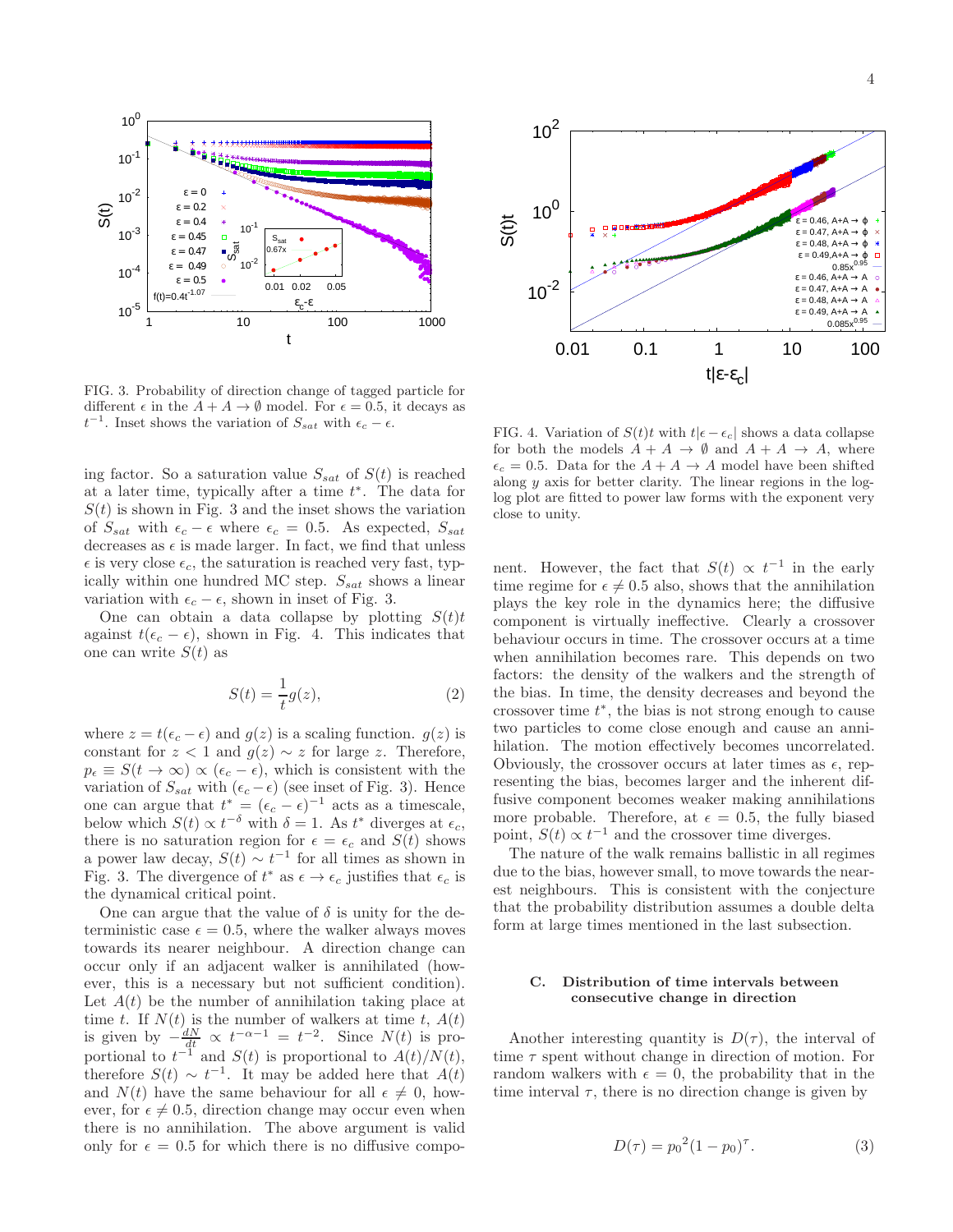FIG. 3. Probability of direction change of tagged particle for different $\epsilon$ in the $A + A \to \emptyset$ model. For $\epsilon = 0.5$, it decays as $t^{-1}$. Inset shows the variation of $S_{sat}$ with $\epsilon_c - \epsilon$.

ing factor. So a saturation value $S_{sat}$ of $S(t)$ is reached at a later time, typically after a time $t^*$. The data for $S(t)$ is shown in Fig. 3 and the inset shows the variation of $S_{sat}$ with $\epsilon_c - \epsilon$ where $\epsilon_c = 0.5$. As expected, $S_{sat}$ decreases as $\epsilon$ is made larger. In fact, we find that unless $\epsilon$ is very close $\epsilon_c$, the saturation is reached very fast, typically within one hundred MC step. $S_{sat}$ shows a linear variation with $\epsilon_c - \epsilon$, shown in inset of Fig. 3.

One can obtain a data collapse by plotting $S(t)t$ against $t(\epsilon_c - \epsilon)$, shown in Fig. 4. This indicates that one can write $S(t)$ as

$$S(t) = \frac{1}{t} g(z), \tag{2}$$

where $z = t(\epsilon_c - \epsilon)$ and $g(z)$ is a scaling function. $g(z)$ is constant for $z < 1$ and $g(z) \sim z$ for large $z$. Therefore, $p_\epsilon \equiv S(t \to \infty) \propto (\epsilon_c - \epsilon)$, which is consistent with the variation of $S_{sat}$ with $(\epsilon_c - \epsilon)$ (see inset of Fig. 3). Hence one can argue that $t^* = (\epsilon_c - \epsilon)^{-1}$ acts as a timescale, below which $S(t) \propto t^{-\delta}$ with $\delta = 1$. As $t^*$ diverges at $\epsilon_c$, there is no saturation region for $\epsilon = \epsilon_c$ and $S(t)$ shows a power law decay, $S(t) \sim t^{-1}$ for all times as shown in Fig. 3. The divergence of $t^*$ as $\epsilon \to \epsilon_c$ justifies that $\epsilon_c$ is the dynamical critical point.

One can argue that the value of $\delta$ is unity for the deterministic case $\epsilon = 0.5$, where the walker always moves towards its nearer neighbour. A direction change can occur only if an adjacent walker is annihilated (however, this is a necessary but not sufficient condition). Let $A(t)$ be the number of annihilation taking place at time $t$. If $N(t)$ is the number of walkers at time $t$, $A(t)$ is given by $-\frac{dN}{dt} \propto t^{-\alpha-1} = t^{-2}$. Since $N(t)$ is proportional to $t^{-1}$ and $S(t)$ is proportional to $A(t)/N(t)$, therefore $S(t) \sim t^{-1}$. It may be added here that $A(t)$ and $N(t)$ have the same behaviour for all $\epsilon \neq 0$, however, for $\epsilon \neq 0.5$, direction change may occur even when there is no annihilation. The above argument is valid only for $\epsilon = 0.5$ for which there is no diffusive component. However, the fact that $S(t) \propto t^{-1}$ in the early time regime for $\epsilon \neq 0.5$ also, shows that the annihilation plays the key role in the dynamics here; the diffusive component is virtually ineffective. Clearly a crossover behaviour occurs in time. The crossover occurs at a time when annihilation becomes rare. This depends on two factors: the density of the walkers and the strength of the bias. In time, the density decreases and beyond the crossover time $t^*$, the bias is not strong enough to cause two particles to come close enough and cause an annihilation. The motion effectively becomes uncorrelated. Obviously, the crossover occurs at later times as $\epsilon$, representing the bias, becomes larger and the inherent diffusive component becomes weaker making annihilations more probable. Therefore, at $\epsilon = 0.5$, the fully biased point, $S(t) \propto t^{-1}$ and the crossover time diverges.

FIG. 4. Variation of $S(t)t$ with $t|\epsilon - \epsilon_c|$ shows a data collapse for both the models $A + A \to \emptyset$ and $A + A \to A$, where $\epsilon_c = 0.5$. Data for the $A + A \to A$ model have been shifted along $y$ axis for better clarity. The linear regions in the log-log plot are fitted to power law forms with the exponent very close to unity.

The nature of the walk remains ballistic in all regimes due to the bias, however small, to move towards the nearest neighbours. This is consistent with the conjecture that the probability distribution assumes a double delta form at large times mentioned in the last subsection.

### C. Distribution of time intervals between consecutive change in direction

Another interesting quantity is $D(\tau)$, the interval of time $\tau$ spent without change in direction of motion. For random walkers with $\epsilon = 0$, the probability that in the time interval $\tau$, there is no direction change is given by

$$D(\tau) = {p_0}^2 (1 - p_0)^\tau. \tag{3}$$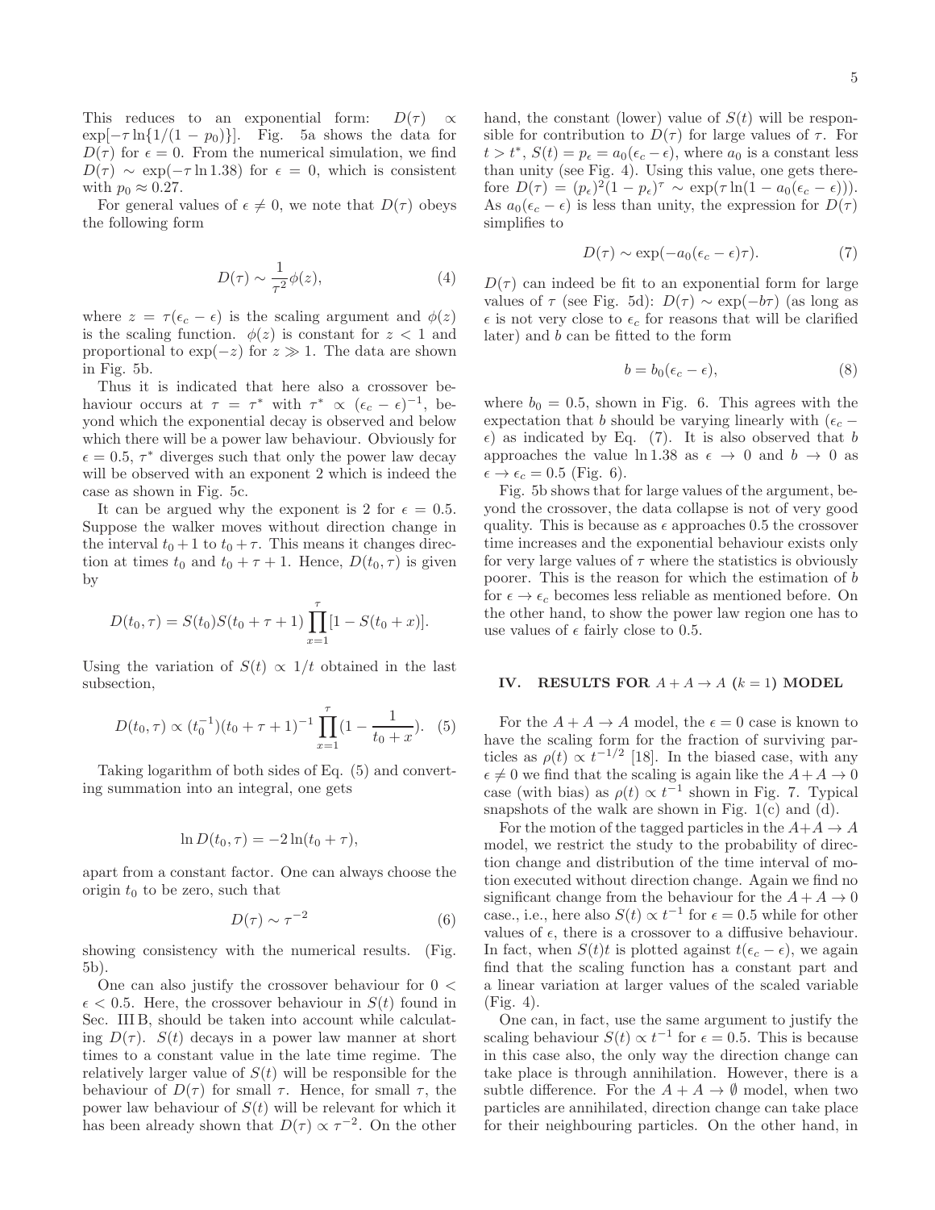This reduces to an exponential form: $D(\tau) \propto \exp[-\tau \ln\{1/(1-p_0)\}]$. Fig. 5a shows the data for $D(\tau)$ for $\epsilon = 0$. From the numerical simulation, we find $D(\tau) \sim \exp(-\tau \ln 1.38)$ for $\epsilon = 0$, which is consistent with $p_0 \approx 0.27$.

For general values of $\epsilon \neq 0$, we note that $D(\tau)$ obeys the following form

$$D(\tau) \sim \frac{1}{\tau^2}\phi(z), \tag{4}$$

where $z = \tau(\epsilon_c - \epsilon)$ is the scaling argument and $\phi(z)$ is the scaling function. $\phi(z)$ is constant for $z < 1$ and proportional to $\exp(-z)$ for $z \gg 1$. The data are shown in Fig. 5b.

Thus it is indicated that here also a crossover behaviour occurs at $\tau = \tau^*$ with $\tau^* \propto (\epsilon_c - \epsilon)^{-1}$, beyond which the exponential decay is observed and below which there will be a power law behaviour. Obviously for $\epsilon = 0.5$, $\tau^*$ diverges such that only the power law decay will be observed with an exponent 2 which is indeed the case as shown in Fig. 5c.

It can be argued why the exponent is 2 for $\epsilon = 0.5$. Suppose the walker moves without direction change in the interval $t_0 + 1$ to $t_0 + \tau$. This means it changes direction at times $t_0$ and $t_0 + \tau + 1$. Hence, $D(t_0, \tau)$ is given by

$$D(t_0, \tau) = S(t_0)S(t_0 + \tau + 1)\prod_{x=1}^{\tau}[1 - S(t_0 + x)].$$

Using the variation of $S(t) \propto 1/t$ obtained in the last subsection,

$$D(t_0, \tau) \propto (t_0^{-1})(t_0 + \tau + 1)^{-1}\prod_{x=1}^{\tau}(1 - \frac{1}{t_0 + x}). \tag{5}$$

Taking logarithm of both sides of Eq. (5) and converting summation into an integral, one gets

$$\ln D(t_0, \tau) = -2\ln(t_0 + \tau),$$

apart from a constant factor. One can always choose the origin $t_0$ to be zero, such that

$$D(\tau) \sim \tau^{-2} \tag{6}$$

showing consistency with the numerical results. (Fig. 5b).

One can also justify the crossover behaviour for $0 < \epsilon < 0.5$. Here, the crossover behaviour in $S(t)$ found in Sec. III B, should be taken into account while calculating $D(\tau)$. $S(t)$ decays in a power law manner at short times to a constant value in the late time regime. The relatively larger value of $S(t)$ will be responsible for the behaviour of $D(\tau)$ for small $\tau$. Hence, for small $\tau$, the power law behaviour of $S(t)$ will be relevant for which it has been already shown that $D(\tau) \propto \tau^{-2}$. On the other hand, the constant (lower) value of $S(t)$ will be responsible for contribution to $D(\tau)$ for large values of $\tau$. For $t > t^*$, $S(t) = p_\epsilon = a_0(\epsilon_c - \epsilon)$, where $a_0$ is a constant less than unity (see Fig. 4). Using this value, one gets therefore $D(\tau) = (p_\epsilon)^2(1 - p_\epsilon)^\tau \sim \exp(\tau \ln(1 - a_0(\epsilon_c - \epsilon)))$. As $a_0(\epsilon_c - \epsilon)$ is less than unity, the expression for $D(\tau)$ simplifies to

$$D(\tau) \sim \exp(-a_0(\epsilon_c - \epsilon)\tau). \tag{7}$$

$D(\tau)$ can indeed be fit to an exponential form for large values of $\tau$ (see Fig. 5d): $D(\tau) \sim \exp(-b\tau)$ (as long as $\epsilon$ is not very close to $\epsilon_c$ for reasons that will be clarified later) and $b$ can be fitted to the form

$$b = b_0(\epsilon_c - \epsilon), \tag{8}$$

where $b_0 = 0.5$, shown in Fig. 6. This agrees with the expectation that $b$ should be varying linearly with $(\epsilon_c - \epsilon)$ as indicated by Eq. (7). It is also observed that $b$ approaches the value $\ln 1.38$ as $\epsilon \to 0$ and $b \to 0$ as $\epsilon \to \epsilon_c = 0.5$ (Fig. 6).

Fig. 5b shows that for large values of the argument, beyond the crossover, the data collapse is not of very good quality. This is because as $\epsilon$ approaches 0.5 the crossover time increases and the exponential behaviour exists only for very large values of $\tau$ where the statistics is obviously poorer. This is the reason for which the estimation of $b$ for $\epsilon \to \epsilon_c$ becomes less reliable as mentioned before. On the other hand, to show the power law region one has to use values of $\epsilon$ fairly close to 0.5.

## IV. RESULTS FOR $A + A \to A$ ($k = 1$) MODEL

For the $A + A \to A$ model, the $\epsilon = 0$ case is known to have the scaling form for the fraction of surviving particles as $\rho(t) \propto t^{-1/2}$ [18]. In the biased case, with any $\epsilon \neq 0$ we find that the scaling is again like the $A + A \to 0$ case (with bias) as $\rho(t) \propto t^{-1}$ shown in Fig. 7. Typical snapshots of the walk are shown in Fig. 1(c) and (d).

For the motion of the tagged particles in the $A + A \to A$ model, we restrict the study to the probability of direction change and distribution of the time interval of motion executed without direction change. Again we find no significant change from the behaviour for the $A + A \to 0$ case., i.e., here also $S(t) \propto t^{-1}$ for $\epsilon = 0.5$ while for other values of $\epsilon$, there is a crossover to a diffusive behaviour. In fact, when $S(t)t$ is plotted against $t(\epsilon_c - \epsilon)$, we again find that the scaling function has a constant part and a linear variation at larger values of the scaled variable (Fig. 4).

One can, in fact, use the same argument to justify the scaling behaviour $S(t) \propto t^{-1}$ for $\epsilon = 0.5$. This is because in this case also, the only way the direction change can take place is through annihilation. However, there is a subtle difference. For the $A + A \to \emptyset$ model, when two particles are annihilated, direction change can take place for their neighbouring particles. On the other hand, in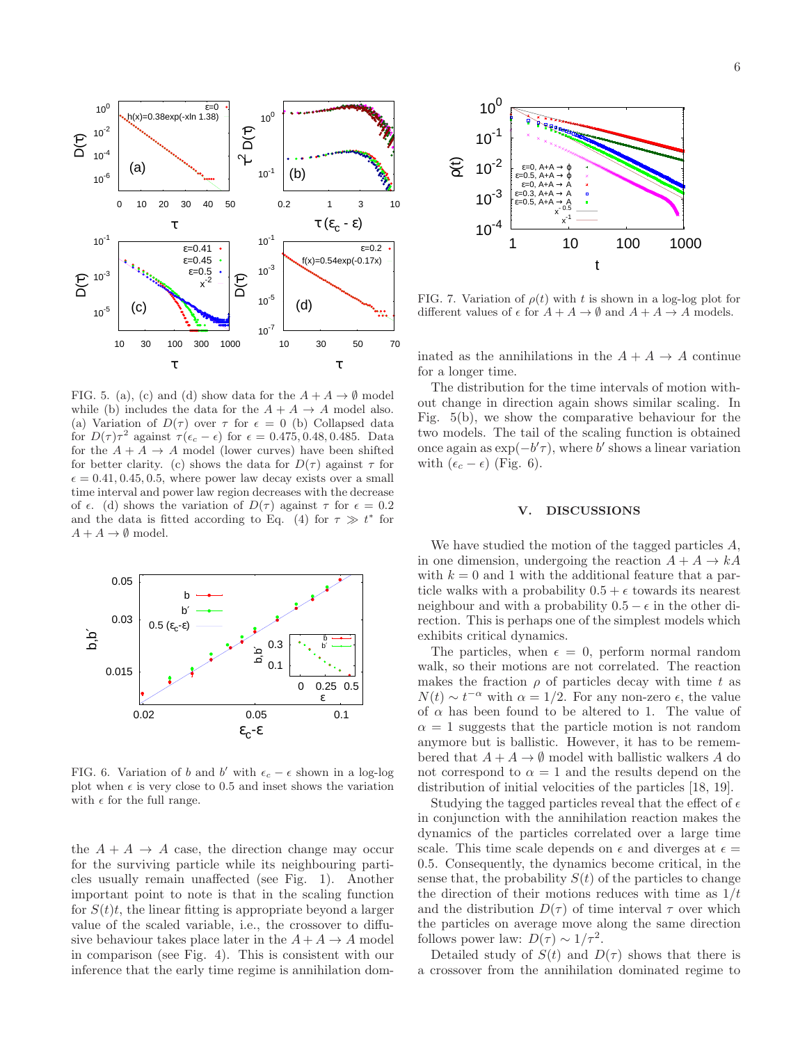FIG. 5. (a), (c) and (d) show data for the $A + A \to \emptyset$ model while (b) includes the data for the $A + A \to A$ model also. (a) Variation of $D(\tau)$ over $\tau$ for $\epsilon = 0$ (b) Collapsed data for $D(\tau)\tau^2$ against $\tau(\epsilon_c - \epsilon)$ for $\epsilon = 0.475, 0.48, 0.485$. Data for the $A + A \to A$ model (lower curves) have been shifted for better clarity. (c) shows the data for $D(\tau)$ against $\tau$ for $\epsilon = 0.41, 0.45, 0.5$, where power law decay exists over a small time interval and power law region decreases with the decrease of $\epsilon$. (d) shows the variation of $D(\tau)$ against $\tau$ for $\epsilon = 0.2$ and the data is fitted according to Eq. (4) for $\tau \gg t^*$ for $A + A \to \emptyset$ model.

FIG. 6. Variation of $b$ and $b'$ with $\epsilon_c - \epsilon$ shown in a log-log plot when $\epsilon$ is very close to 0.5 and inset shows the variation with $\epsilon$ for the full range.

the $A + A \to A$ case, the direction change may occur for the surviving particle while its neighbouring particles usually remain unaffected (see Fig. 1). Another important point to note is that in the scaling function for $S(t)t$, the linear fitting is appropriate beyond a larger value of the scaled variable, i.e., the crossover to diffusive behaviour takes place later in the $A + A \to A$ model in comparison (see Fig. 4). This is consistent with our inference that the early time regime is annihilation dominated as the annihilations in the $A + A \to A$ continue for a longer time.

FIG. 7. Variation of $\rho(t)$ with $t$ is shown in a log-log plot for different values of $\epsilon$ for $A + A \to \emptyset$ and $A + A \to A$ models.

The distribution for the time intervals of motion without change in direction again shows similar scaling. In Fig. 5(b), we show the comparative behaviour for the two models. The tail of the scaling function is obtained once again as $\exp(-b'\tau)$, where $b'$ shows a linear variation with $(\epsilon_c - \epsilon)$ (Fig. 6).

## V. DISCUSSIONS

We have studied the motion of the tagged particles $A$, in one dimension, undergoing the reaction $A + A \to kA$ with $k = 0$ and 1 with the additional feature that a particle walks with a probability $0.5 + \epsilon$ towards its nearest neighbour and with a probability $0.5 - \epsilon$ in the other direction. This is perhaps one of the simplest models which exhibits critical dynamics.

The particles, when $\epsilon = 0$, perform normal random walk, so their motions are not correlated. The reaction makes the fraction $\rho$ of particles decay with time $t$ as $N(t) \sim t^{-\alpha}$ with $\alpha = 1/2$. For any non-zero $\epsilon$, the value of $\alpha$ has been found to be altered to 1. The value of $\alpha = 1$ suggests that the particle motion is not random anymore but is ballistic. However, it has to be remembered that $A + A \to \emptyset$ model with ballistic walkers $A$ do not correspond to $\alpha = 1$ and the results depend on the distribution of initial velocities of the particles [18, 19].

Studying the tagged particles reveal that the effect of $\epsilon$ in conjunction with the annihilation reaction makes the dynamics of the particles correlated over a large time scale. This time scale depends on $\epsilon$ and diverges at $\epsilon = 0.5$. Consequently, the dynamics become critical, in the sense that, the probability $S(t)$ of the particles to change the direction of their motions reduces with time as $1/t$ and the distribution $D(\tau)$ of time interval $\tau$ over which the particles on average move along the same direction follows power law: $D(\tau) \sim 1/\tau^2$.

Detailed study of $S(t)$ and $D(\tau)$ shows that there is a crossover from the annihilation dominated regime to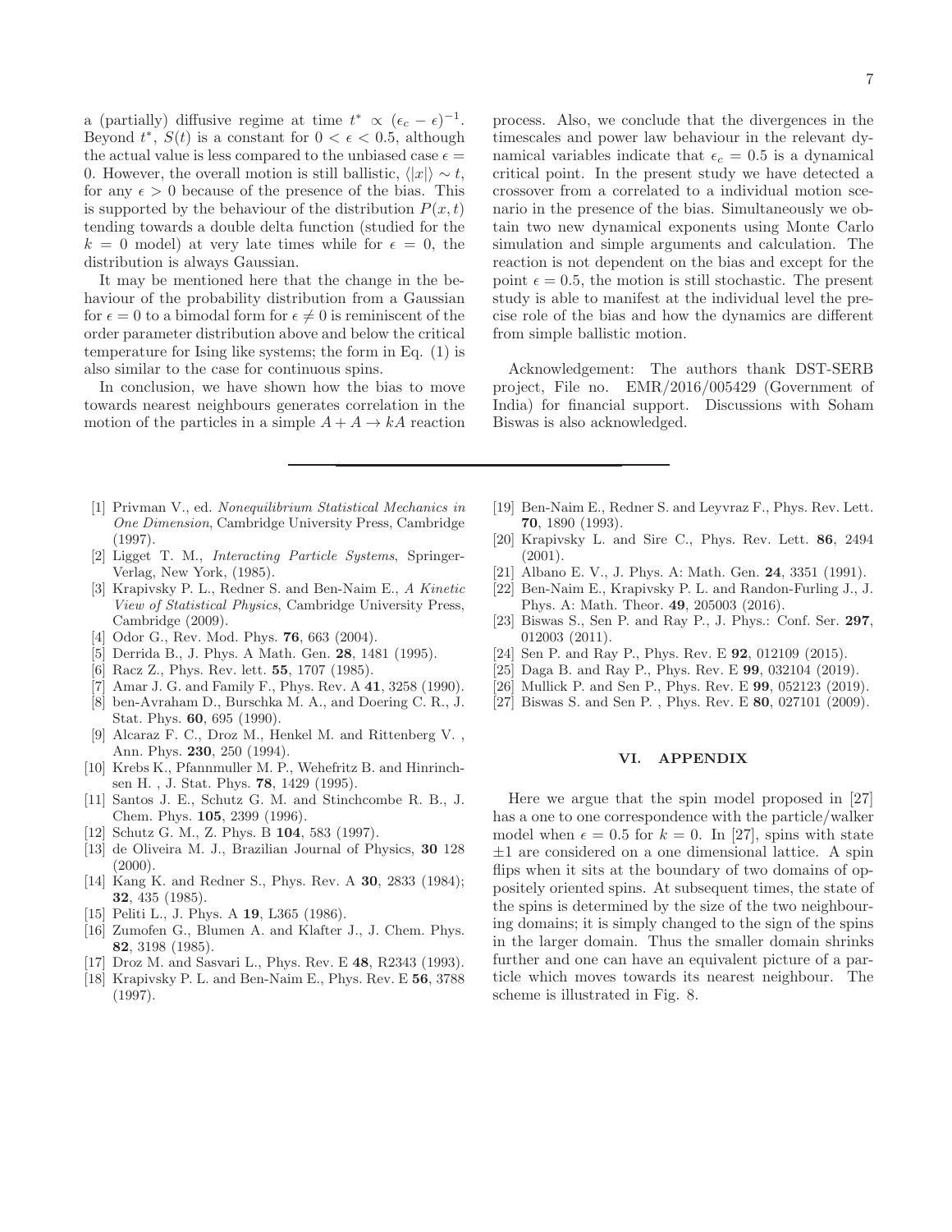a (partially) diffusive regime at time $t^* \propto (\epsilon_c - \epsilon)^{-1}$. Beyond $t^*$, $S(t)$ is a constant for $0 < \epsilon < 0.5$, although the actual value is less compared to the unbiased case $\epsilon = 0$. However, the overall motion is still ballistic, $\langle |x| \rangle \sim t$, for any $\epsilon > 0$ because of the presence of the bias. This is supported by the behaviour of the distribution $P(x,t)$ tending towards a double delta function (studied for the $k = 0$ model) at very late times while for $\epsilon = 0$, the distribution is always Gaussian.

It may be mentioned here that the change in the behaviour of the probability distribution from a Gaussian for $\epsilon = 0$ to a bimodal form for $\epsilon \neq 0$ is reminiscent of the order parameter distribution above and below the critical temperature for Ising like systems; the form in Eq. (1) is also similar to the case for continuous spins.

In conclusion, we have shown how the bias to move towards nearest neighbours generates correlation in the motion of the particles in a simple $A + A \to kA$ reaction process. Also, we conclude that the divergences in the timescales and power law behaviour in the relevant dynamical variables indicate that $\epsilon_c = 0.5$ is a dynamical critical point. In the present study we have detected a crossover from a correlated to a individual motion scenario in the presence of the bias. Simultaneously we obtain two new dynamical exponents using Monte Carlo simulation and simple arguments and calculation. The reaction is not dependent on the bias and except for the point $\epsilon = 0.5$, the motion is still stochastic. The present study is able to manifest at the individual level the precise role of the bias and how the dynamics are different from simple ballistic motion.

Acknowledgement: The authors thank DST-SERB project, File no. EMR/2016/005429 (Government of India) for financial support. Discussions with Soham Biswas is also acknowledged.

---

[1] Privman V., ed. *Nonequilibrium Statistical Mechanics in One Dimension*, Cambridge University Press, Cambridge (1997).

[2] Ligget T. M., *Interacting Particle Systems*, Springer-Verlag, New York, (1985).

[3] Krapivsky P. L., Redner S. and Ben-Naim E., *A Kinetic View of Statistical Physics*, Cambridge University Press, Cambridge (2009).

[4] Odor G., Rev. Mod. Phys. **76**, 663 (2004).

[5] Derrida B., J. Phys. A Math. Gen. **28**, 1481 (1995).

[6] Racz Z., Phys. Rev. lett. **55**, 1707 (1985).

[7] Amar J. G. and Family F., Phys. Rev. A **41**, 3258 (1990).

[8] ben-Avraham D., Burschka M. A., and Doering C. R., J. Stat. Phys. **60**, 695 (1990).

[9] Alcaraz F. C., Droz M., Henkel M. and Rittenberg V. , Ann. Phys. **230**, 250 (1994).

[10] Krebs K., Pfannmuller M. P., Wehefritz B. and Hinrinchsen H. , J. Stat. Phys. **78**, 1429 (1995).

[11] Santos J. E., Schutz G. M. and Stinchcombe R. B., J. Chem. Phys. **105**, 2399 (1996).

[12] Schutz G. M., Z. Phys. B **104**, 583 (1997).

[13] de Oliveira M. J., Brazilian Journal of Physics, **30** 128 (2000).

[14] Kang K. and Redner S., Phys. Rev. A **30**, 2833 (1984); **32**, 435 (1985).

[15] Peliti L., J. Phys. A **19**, L365 (1986).

[16] Zumofen G., Blumen A. and Klafter J., J. Chem. Phys. **82**, 3198 (1985).

[17] Droz M. and Sasvari L., Phys. Rev. E **48**, R2343 (1993).

[18] Krapivsky P. L. and Ben-Naim E., Phys. Rev. E **56**, 3788 (1997).

[19] Ben-Naim E., Redner S. and Leyvraz F., Phys. Rev. Lett. **70**, 1890 (1993).

[20] Krapivsky L. and Sire C., Phys. Rev. Lett. **86**, 2494 (2001).

[21] Albano E. V., J. Phys. A: Math. Gen. **24**, 3351 (1991).

[22] Ben-Naim E., Krapivsky P. L. and Randon-Furling J., J. Phys. A: Math. Theor. **49**, 205003 (2016).

[23] Biswas S., Sen P. and Ray P., J. Phys.: Conf. Ser. **297**, 012003 (2011).

[24] Sen P. and Ray P., Phys. Rev. E **92**, 012109 (2015).

[25] Daga B. and Ray P., Phys. Rev. E **99**, 032104 (2019).

[26] Mullick P. and Sen P., Phys. Rev. E **99**, 052123 (2019).

[27] Biswas S. and Sen P. , Phys. Rev. E **80**, 027101 (2009).

## VI. APPENDIX

Here we argue that the spin model proposed in [27] has a one to one correspondence with the particle/walker model when $\epsilon = 0.5$ for $k = 0$. In [27], spins with state $\pm 1$ are considered on a one dimensional lattice. A spin flips when it sits at the boundary of two domains of oppositely oriented spins. At subsequent times, the state of the spins is determined by the size of the two neighbouring domains; it is simply changed to the sign of the spins in the larger domain. Thus the smaller domain shrinks further and one can have an equivalent picture of a particle which moves towards its nearest neighbour. The scheme is illustrated in Fig. 8.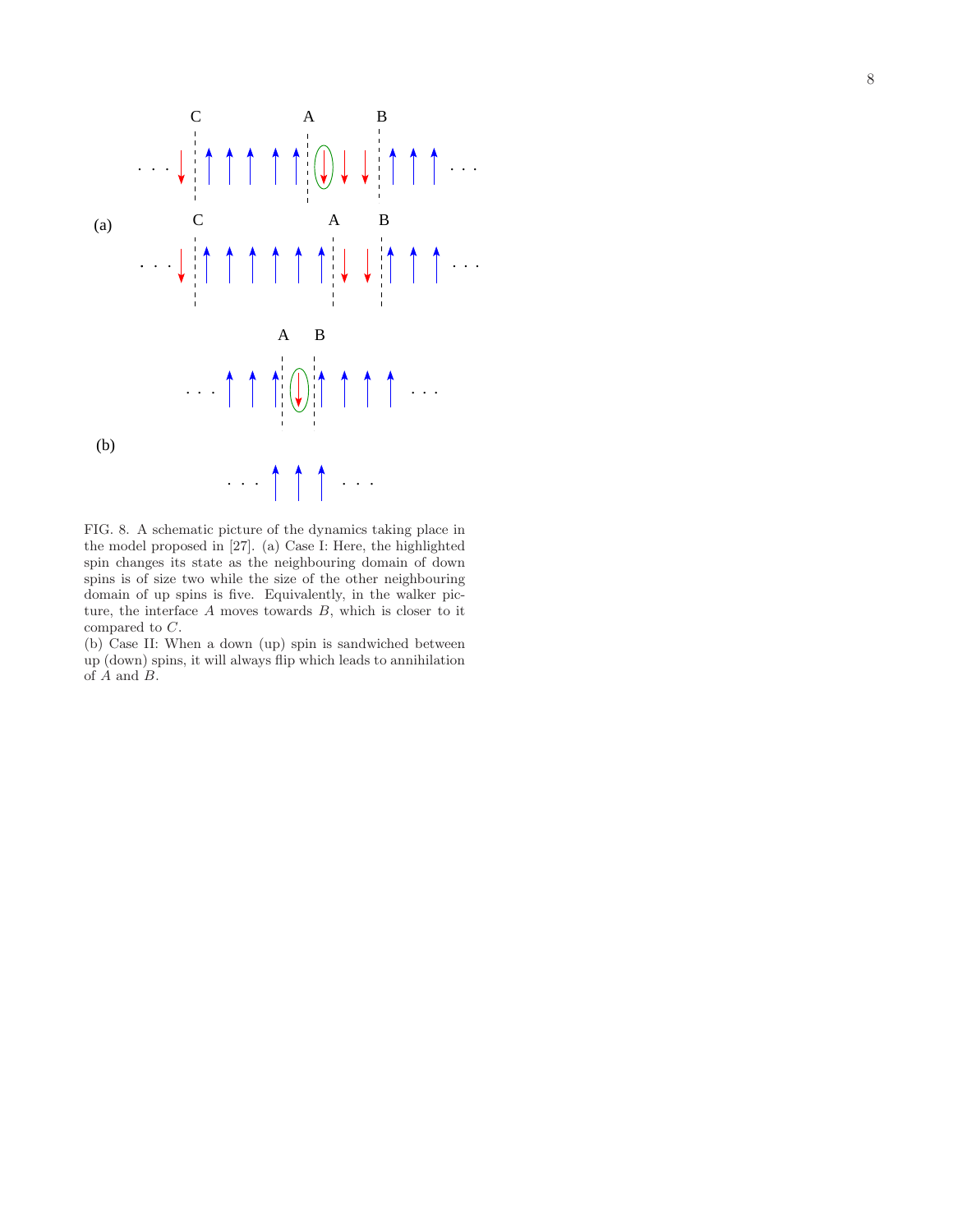C A B

. . . . . .

(a) C A B

. . . . . .

A B

. . . . . .

(b)

. . . . . .

FIG. 8. A schematic picture of the dynamics taking place in the model proposed in [27]. (a) Case I: Here, the highlighted spin changes its state as the neighbouring domain of down spins is of size two while the size of the other neighbouring domain of up spins is five. Equivalently, in the walker picture, the interface $A$ moves towards $B$, which is closer to it compared to $C$.
(b) Case II: When a down (up) spin is sandwiched between up (down) spins, it will always flip which leads to annihilation of $A$ and $B$.